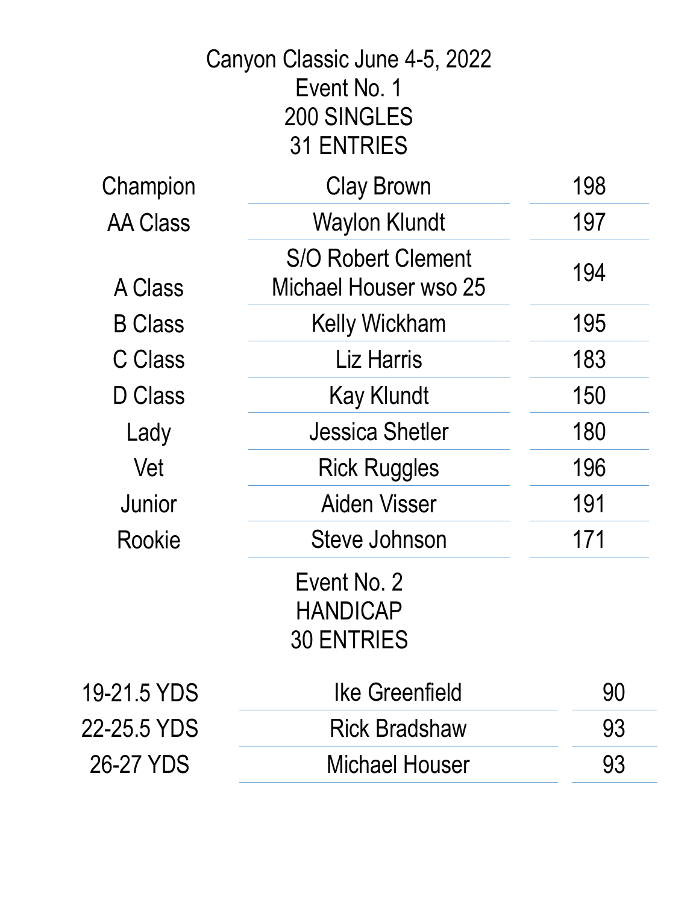# Canyon Classic June 4-5, 2022

## Event No. 1
## 200 SINGLES
## 31 ENTRIES

| Class | Name | Score |
| --- | --- | --- |
| Champion | Clay Brown | 198 |
| AA Class | Waylon Klundt | 197 |
| A Class | S/O Robert Clement<br>Michael Houser wso 25 | 194 |
| B Class | Kelly Wickham | 195 |
| C Class | Liz Harris | 183 |
| D Class | Kay Klundt | 150 |
| Lady | Jessica Shetler | 180 |
| Vet | Rick Ruggles | 196 |
| Junior | Aiden Visser | 191 |
| Rookie | Steve Johnson | 171 |

## Event No. 2
## HANDICAP
## 30 ENTRIES

| Yardage | Name | Score |
| --- | --- | --- |
| 19-21.5 YDS | Ike Greenfield | 90 |
| 22-25.5 YDS | Rick Bradshaw | 93 |
| 26-27 YDS | Michael Houser | 93 |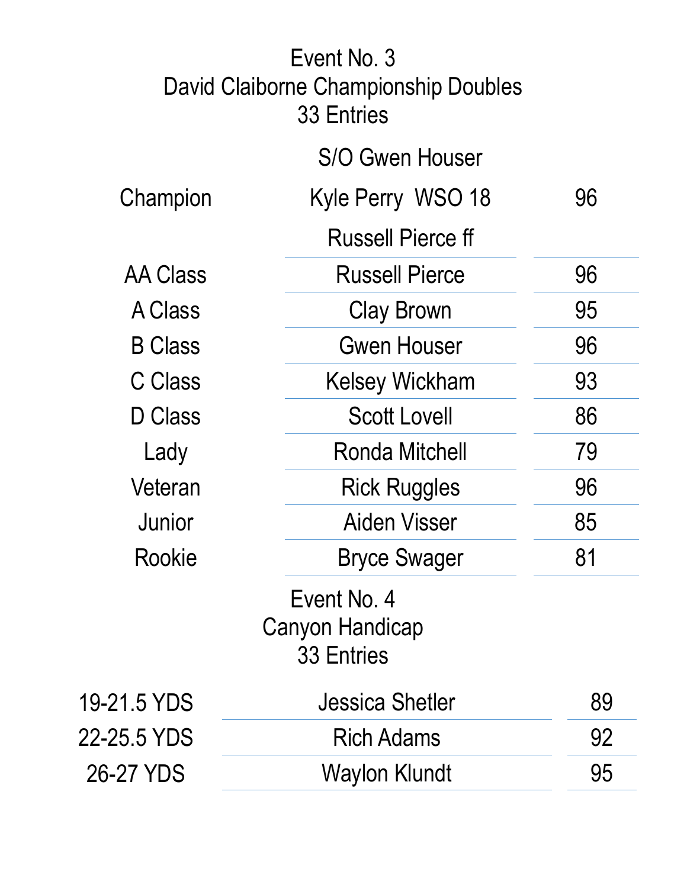## Event No. 3
## David Claiborne Championship Doubles
## 33 Entries

| | | |
|---|---|---|
| | S/O Gwen Houser | |
| Champion | Kyle Perry WSO 18 | 96 |
| | Russell Pierce ff | |
| AA Class | Russell Pierce | 96 |
| A Class | Clay Brown | 95 |
| B Class | Gwen Houser | 96 |
| C Class | Kelsey Wickham | 93 |
| D Class | Scott Lovell | 86 |
| Lady | Ronda Mitchell | 79 |
| Veteran | Rick Ruggles | 96 |
| Junior | Aiden Visser | 85 |
| Rookie | Bryce Swager | 81 |

## Event No. 4
## Canyon Handicap
## 33 Entries

| | | |
|---|---|---|
| 19-21.5 YDS | Jessica Shetler | 89 |
| 22-25.5 YDS | Rich Adams | 92 |
| 26-27 YDS | Waylon Klundt | 95 |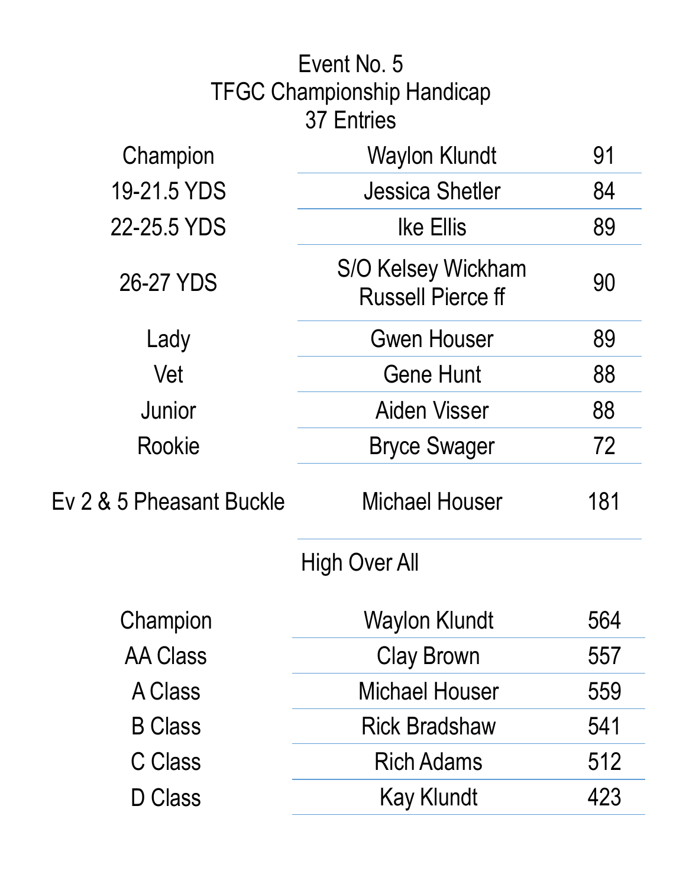# Event No. 5
## TFGC Championship Handicap
### 37 Entries

| | | |
|---|---|---|
| Champion | Waylon Klundt | 91 |
| 19-21.5 YDS | Jessica Shetler | 84 |
| 22-25.5 YDS | Ike Ellis | 89 |
| 26-27 YDS | S/O Kelsey Wickham<br>Russell Pierce ff | 90 |
| Lady | Gwen Houser | 89 |
| Vet | Gene Hunt | 88 |
| Junior | Aiden Visser | 88 |
| Rookie | Bryce Swager | 72 |
| Ev 2 & 5 Pheasant Buckle | Michael Houser | 181 |

## High Over All

| | | |
|---|---|---|
| Champion | Waylon Klundt | 564 |
| AA Class | Clay Brown | 557 |
| A Class | Michael Houser | 559 |
| B Class | Rick Bradshaw | 541 |
| C Class | Rich Adams | 512 |
| D Class | Kay Klundt | 423 |